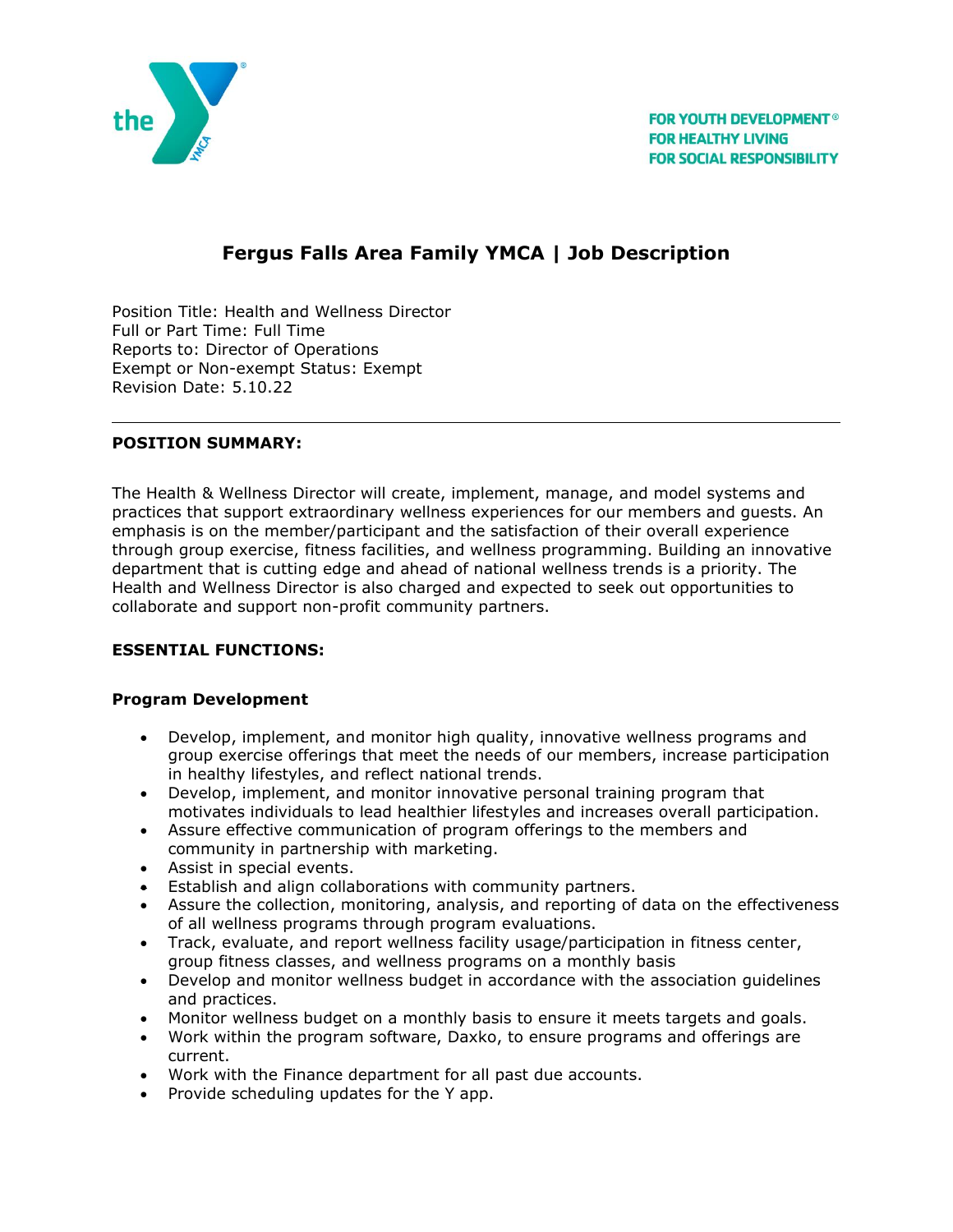FOR YOUTH DEVELOPMENT®
FOR HEALTHY LIVING
FOR SOCIAL RESPONSIBILITY

# Fergus Falls Area Family YMCA | Job Description

Position Title: Health and Wellness Director
Full or Part Time: Full Time
Reports to: Director of Operations
Exempt or Non-exempt Status: Exempt
Revision Date: 5.10.22

---

**POSITION SUMMARY:**

The Health & Wellness Director will create, implement, manage, and model systems and practices that support extraordinary wellness experiences for our members and guests. An emphasis is on the member/participant and the satisfaction of their overall experience through group exercise, fitness facilities, and wellness programming. Building an innovative department that is cutting edge and ahead of national wellness trends is a priority. The Health and Wellness Director is also charged and expected to seek out opportunities to collaborate and support non-profit community partners.

**ESSENTIAL FUNCTIONS:**

**Program Development**

- Develop, implement, and monitor high quality, innovative wellness programs and group exercise offerings that meet the needs of our members, increase participation in healthy lifestyles, and reflect national trends.
- Develop, implement, and monitor innovative personal training program that motivates individuals to lead healthier lifestyles and increases overall participation.
- Assure effective communication of program offerings to the members and community in partnership with marketing.
- Assist in special events.
- Establish and align collaborations with community partners.
- Assure the collection, monitoring, analysis, and reporting of data on the effectiveness of all wellness programs through program evaluations.
- Track, evaluate, and report wellness facility usage/participation in fitness center, group fitness classes, and wellness programs on a monthly basis
- Develop and monitor wellness budget in accordance with the association guidelines and practices.
- Monitor wellness budget on a monthly basis to ensure it meets targets and goals.
- Work within the program software, Daxko, to ensure programs and offerings are current.
- Work with the Finance department for all past due accounts.
- Provide scheduling updates for the Y app.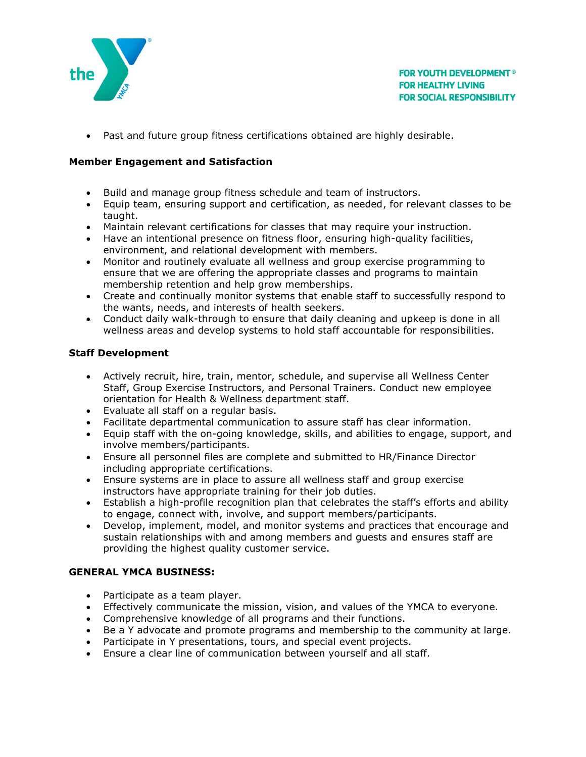- Past and future group fitness certifications obtained are highly desirable.

**Member Engagement and Satisfaction**

- Build and manage group fitness schedule and team of instructors.
- Equip team, ensuring support and certification, as needed, for relevant classes to be taught.
- Maintain relevant certifications for classes that may require your instruction.
- Have an intentional presence on fitness floor, ensuring high-quality facilities, environment, and relational development with members.
- Monitor and routinely evaluate all wellness and group exercise programming to ensure that we are offering the appropriate classes and programs to maintain membership retention and help grow memberships.
- Create and continually monitor systems that enable staff to successfully respond to the wants, needs, and interests of health seekers.
- Conduct daily walk-through to ensure that daily cleaning and upkeep is done in all wellness areas and develop systems to hold staff accountable for responsibilities.

**Staff Development**

- Actively recruit, hire, train, mentor, schedule, and supervise all Wellness Center Staff, Group Exercise Instructors, and Personal Trainers. Conduct new employee orientation for Health & Wellness department staff.
- Evaluate all staff on a regular basis.
- Facilitate departmental communication to assure staff has clear information.
- Equip staff with the on-going knowledge, skills, and abilities to engage, support, and involve members/participants.
- Ensure all personnel files are complete and submitted to HR/Finance Director including appropriate certifications.
- Ensure systems are in place to assure all wellness staff and group exercise instructors have appropriate training for their job duties.
- Establish a high-profile recognition plan that celebrates the staff's efforts and ability to engage, connect with, involve, and support members/participants.
- Develop, implement, model, and monitor systems and practices that encourage and sustain relationships with and among members and guests and ensures staff are providing the highest quality customer service.

**GENERAL YMCA BUSINESS:**

- Participate as a team player.
- Effectively communicate the mission, vision, and values of the YMCA to everyone.
- Comprehensive knowledge of all programs and their functions.
- Be a Y advocate and promote programs and membership to the community at large.
- Participate in Y presentations, tours, and special event projects.
- Ensure a clear line of communication between yourself and all staff.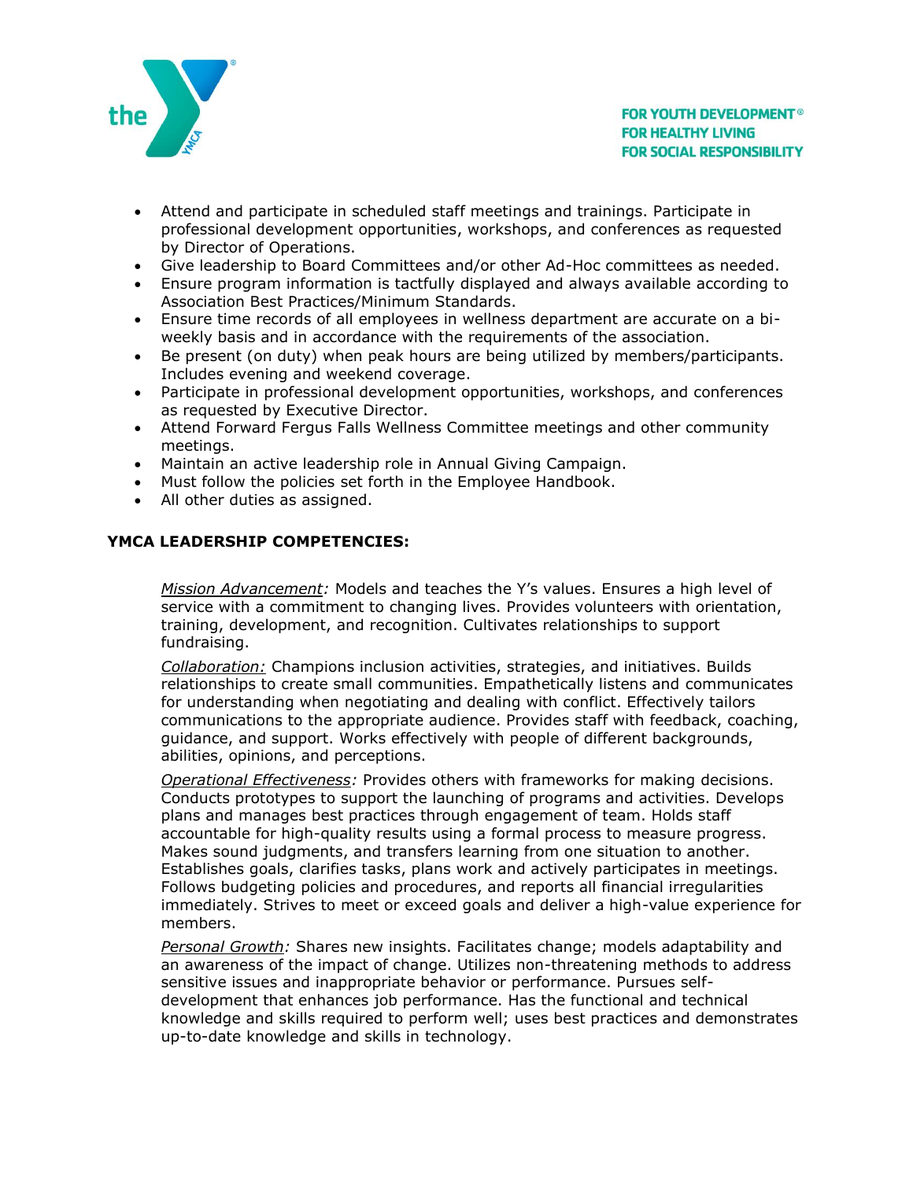- Attend and participate in scheduled staff meetings and trainings. Participate in professional development opportunities, workshops, and conferences as requested by Director of Operations.
- Give leadership to Board Committees and/or other Ad-Hoc committees as needed.
- Ensure program information is tactfully displayed and always available according to Association Best Practices/Minimum Standards.
- Ensure time records of all employees in wellness department are accurate on a bi-weekly basis and in accordance with the requirements of the association.
- Be present (on duty) when peak hours are being utilized by members/participants. Includes evening and weekend coverage.
- Participate in professional development opportunities, workshops, and conferences as requested by Executive Director.
- Attend Forward Fergus Falls Wellness Committee meetings and other community meetings.
- Maintain an active leadership role in Annual Giving Campaign.
- Must follow the policies set forth in the Employee Handbook.
- All other duties as assigned.

**YMCA LEADERSHIP COMPETENCIES:**

*Mission Advancement:* Models and teaches the Y's values. Ensures a high level of service with a commitment to changing lives. Provides volunteers with orientation, training, development, and recognition. Cultivates relationships to support fundraising.

*Collaboration:* Champions inclusion activities, strategies, and initiatives. Builds relationships to create small communities. Empathetically listens and communicates for understanding when negotiating and dealing with conflict. Effectively tailors communications to the appropriate audience. Provides staff with feedback, coaching, guidance, and support. Works effectively with people of different backgrounds, abilities, opinions, and perceptions.

*Operational Effectiveness:* Provides others with frameworks for making decisions. Conducts prototypes to support the launching of programs and activities. Develops plans and manages best practices through engagement of team. Holds staff accountable for high-quality results using a formal process to measure progress. Makes sound judgments, and transfers learning from one situation to another. Establishes goals, clarifies tasks, plans work and actively participates in meetings. Follows budgeting policies and procedures, and reports all financial irregularities immediately. Strives to meet or exceed goals and deliver a high-value experience for members.

*Personal Growth:* Shares new insights. Facilitates change; models adaptability and an awareness of the impact of change. Utilizes non-threatening methods to address sensitive issues and inappropriate behavior or performance. Pursues self-development that enhances job performance. Has the functional and technical knowledge and skills required to perform well; uses best practices and demonstrates up-to-date knowledge and skills in technology.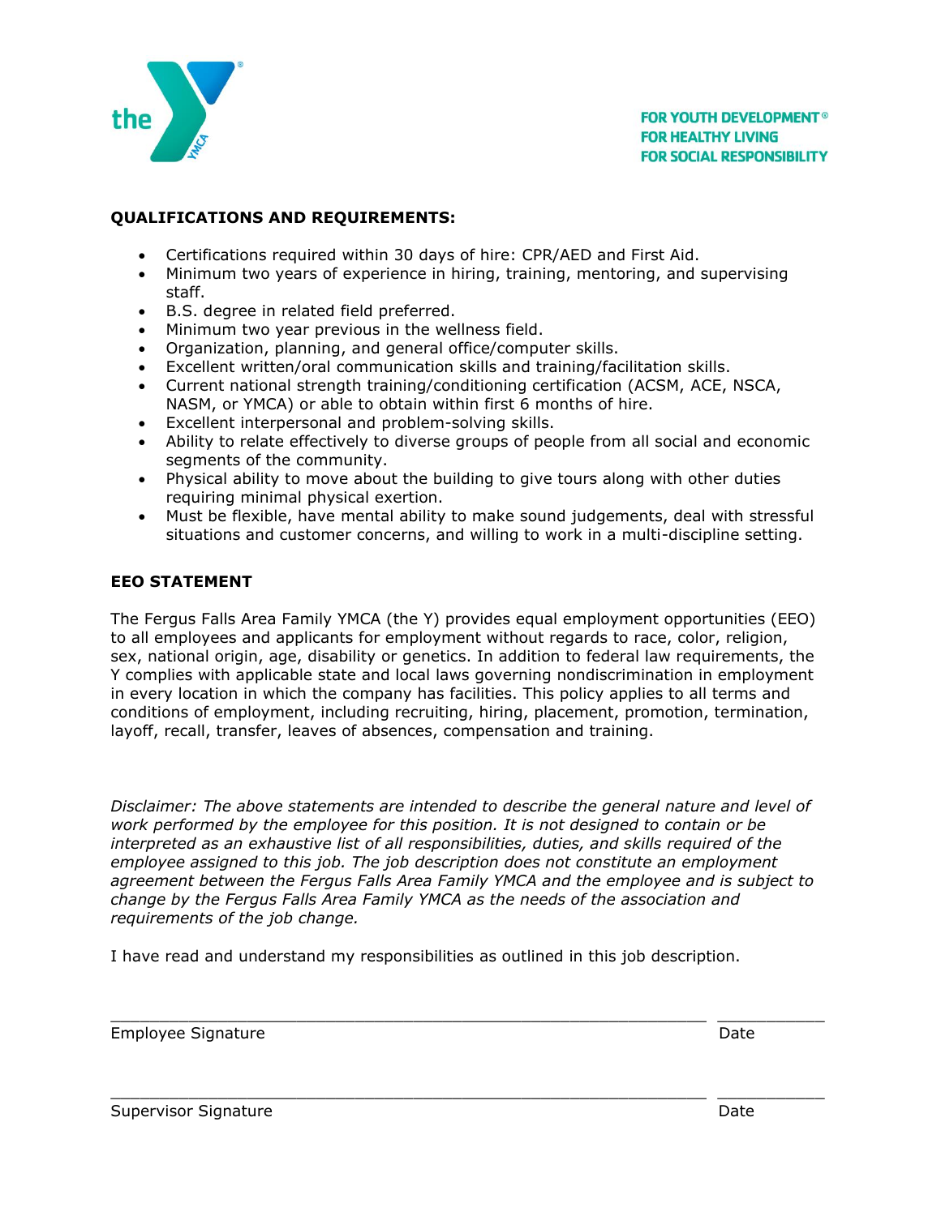**QUALIFICATIONS AND REQUIREMENTS:**

- Certifications required within 30 days of hire: CPR/AED and First Aid.
- Minimum two years of experience in hiring, training, mentoring, and supervising staff.
- B.S. degree in related field preferred.
- Minimum two year previous in the wellness field.
- Organization, planning, and general office/computer skills.
- Excellent written/oral communication skills and training/facilitation skills.
- Current national strength training/conditioning certification (ACSM, ACE, NSCA, NASM, or YMCA) or able to obtain within first 6 months of hire.
- Excellent interpersonal and problem-solving skills.
- Ability to relate effectively to diverse groups of people from all social and economic segments of the community.
- Physical ability to move about the building to give tours along with other duties requiring minimal physical exertion.
- Must be flexible, have mental ability to make sound judgements, deal with stressful situations and customer concerns, and willing to work in a multi-discipline setting.

**EEO STATEMENT**

The Fergus Falls Area Family YMCA (the Y) provides equal employment opportunities (EEO) to all employees and applicants for employment without regards to race, color, religion, sex, national origin, age, disability or genetics. In addition to federal law requirements, the Y complies with applicable state and local laws governing nondiscrimination in employment in every location in which the company has facilities. This policy applies to all terms and conditions of employment, including recruiting, hiring, placement, promotion, termination, layoff, recall, transfer, leaves of absences, compensation and training.

*Disclaimer: The above statements are intended to describe the general nature and level of work performed by the employee for this position. It is not designed to contain or be interpreted as an exhaustive list of all responsibilities, duties, and skills required of the employee assigned to this job. The job description does not constitute an employment agreement between the Fergus Falls Area Family YMCA and the employee and is subject to change by the Fergus Falls Area Family YMCA as the needs of the association and requirements of the job change.*

I have read and understand my responsibilities as outlined in this job description.

_______________________________________________________________ ___________

Employee Signature Date

_______________________________________________________________ ___________

Supervisor Signature Date